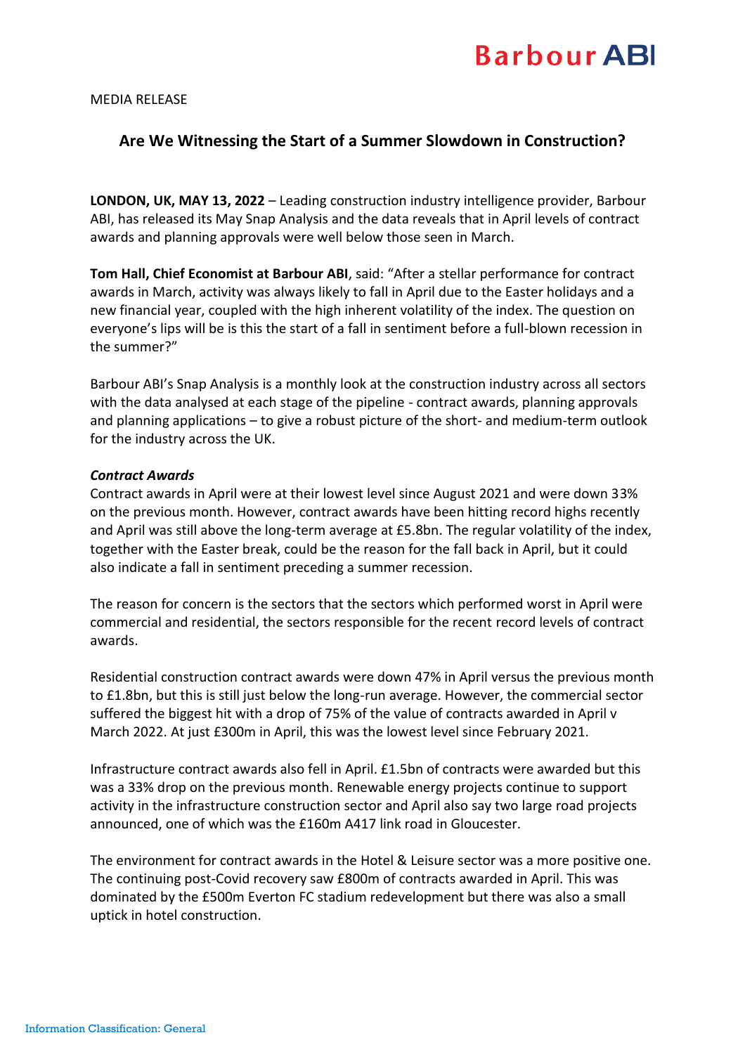Barbour ABI

MEDIA RELEASE

## Are We Witnessing the Start of a Summer Slowdown in Construction?

**LONDON, UK, MAY 13, 2022** – Leading construction industry intelligence provider, Barbour ABI, has released its May Snap Analysis and the data reveals that in April levels of contract awards and planning approvals were well below those seen in March.

**Tom Hall, Chief Economist at Barbour ABI**, said: "After a stellar performance for contract awards in March, activity was always likely to fall in April due to the Easter holidays and a new financial year, coupled with the high inherent volatility of the index. The question on everyone's lips will be is this the start of a fall in sentiment before a full-blown recession in the summer?"

Barbour ABI's Snap Analysis is a monthly look at the construction industry across all sectors with the data analysed at each stage of the pipeline - contract awards, planning approvals and planning applications – to give a robust picture of the short- and medium-term outlook for the industry across the UK.

***Contract Awards***

Contract awards in April were at their lowest level since August 2021 and were down 33% on the previous month. However, contract awards have been hitting record highs recently and April was still above the long-term average at £5.8bn. The regular volatility of the index, together with the Easter break, could be the reason for the fall back in April, but it could also indicate a fall in sentiment preceding a summer recession.

The reason for concern is the sectors that the sectors which performed worst in April were commercial and residential, the sectors responsible for the recent record levels of contract awards.

Residential construction contract awards were down 47% in April versus the previous month to £1.8bn, but this is still just below the long-run average. However, the commercial sector suffered the biggest hit with a drop of 75% of the value of contracts awarded in April v March 2022. At just £300m in April, this was the lowest level since February 2021.

Infrastructure contract awards also fell in April. £1.5bn of contracts were awarded but this was a 33% drop on the previous month. Renewable energy projects continue to support activity in the infrastructure construction sector and April also say two large road projects announced, one of which was the £160m A417 link road in Gloucester.

The environment for contract awards in the Hotel & Leisure sector was a more positive one. The continuing post-Covid recovery saw £800m of contracts awarded in April. This was dominated by the £500m Everton FC stadium redevelopment but there was also a small uptick in hotel construction.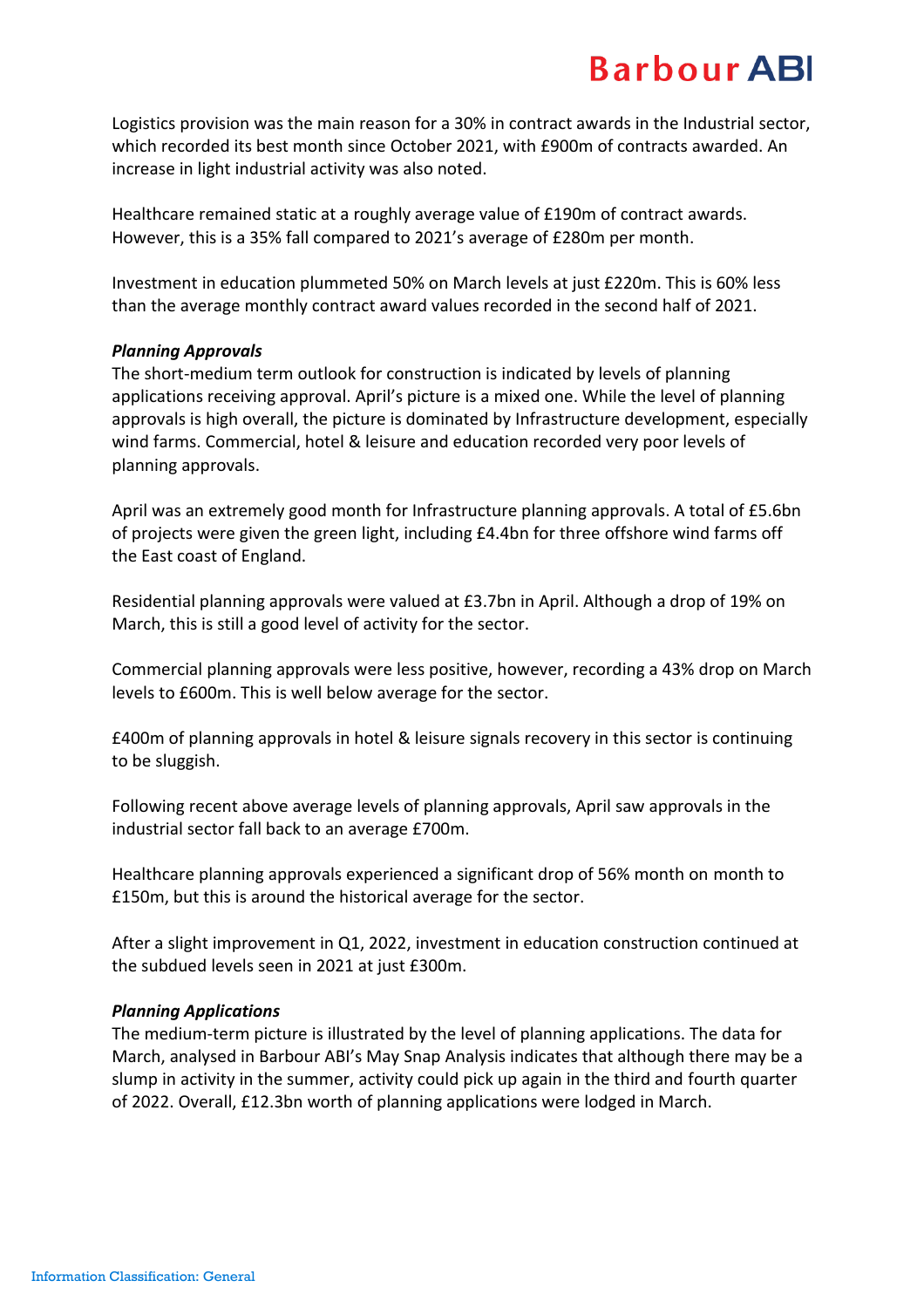Logistics provision was the main reason for a 30% in contract awards in the Industrial sector, which recorded its best month since October 2021, with £900m of contracts awarded. An increase in light industrial activity was also noted.

Healthcare remained static at a roughly average value of £190m of contract awards. However, this is a 35% fall compared to 2021's average of £280m per month.

Investment in education plummeted 50% on March levels at just £220m. This is 60% less than the average monthly contract award values recorded in the second half of 2021.

***Planning Approvals***

The short-medium term outlook for construction is indicated by levels of planning applications receiving approval. April's picture is a mixed one. While the level of planning approvals is high overall, the picture is dominated by Infrastructure development, especially wind farms. Commercial, hotel & leisure and education recorded very poor levels of planning approvals.

April was an extremely good month for Infrastructure planning approvals. A total of £5.6bn of projects were given the green light, including £4.4bn for three offshore wind farms off the East coast of England.

Residential planning approvals were valued at £3.7bn in April. Although a drop of 19% on March, this is still a good level of activity for the sector.

Commercial planning approvals were less positive, however, recording a 43% drop on March levels to £600m. This is well below average for the sector.

£400m of planning approvals in hotel & leisure signals recovery in this sector is continuing to be sluggish.

Following recent above average levels of planning approvals, April saw approvals in the industrial sector fall back to an average £700m.

Healthcare planning approvals experienced a significant drop of 56% month on month to £150m, but this is around the historical average for the sector.

After a slight improvement in Q1, 2022, investment in education construction continued at the subdued levels seen in 2021 at just £300m.

***Planning Applications***

The medium-term picture is illustrated by the level of planning applications. The data for March, analysed in Barbour ABI's May Snap Analysis indicates that although there may be a slump in activity in the summer, activity could pick up again in the third and fourth quarter of 2022. Overall, £12.3bn worth of planning applications were lodged in March.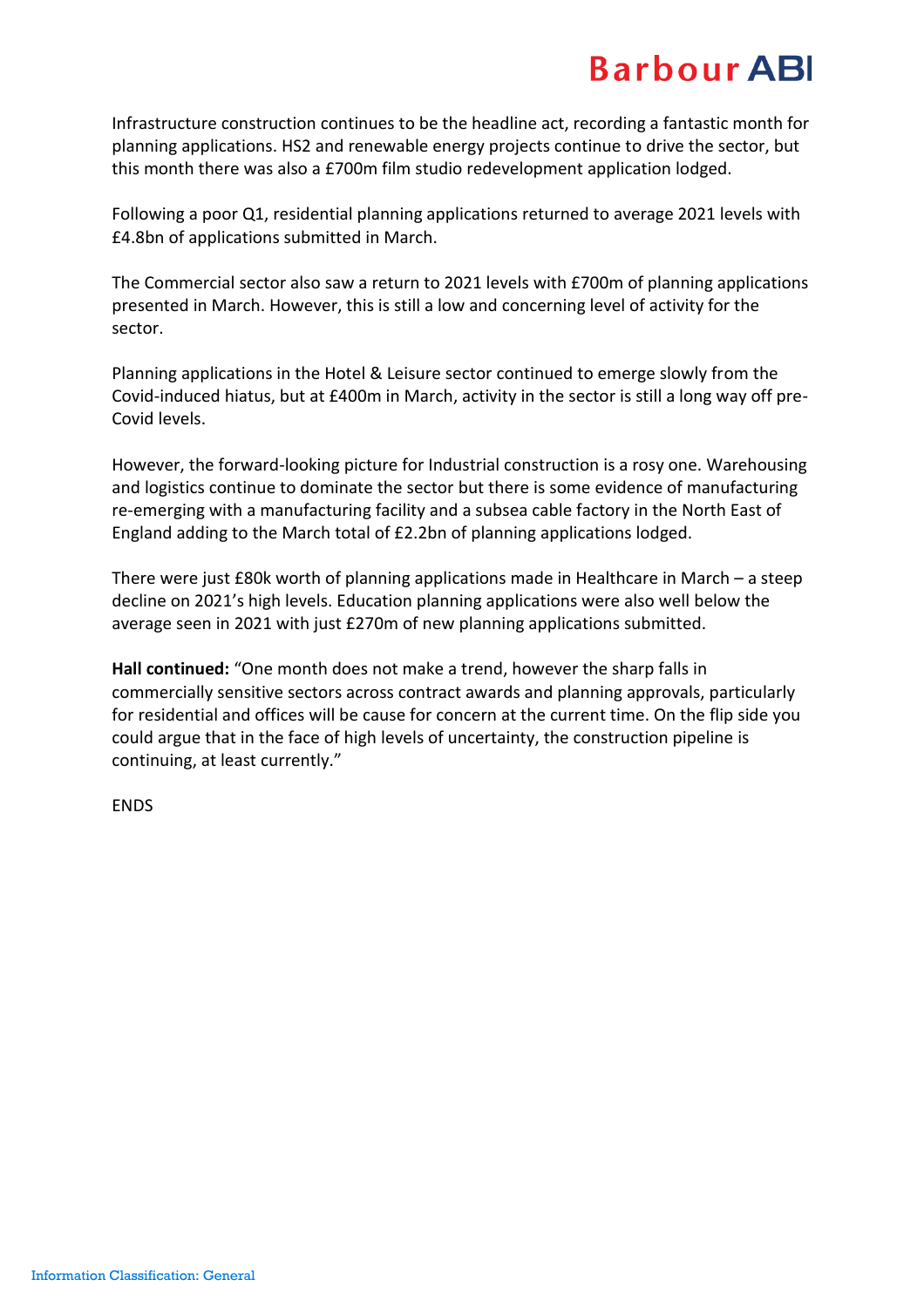Infrastructure construction continues to be the headline act, recording a fantastic month for planning applications. HS2 and renewable energy projects continue to drive the sector, but this month there was also a £700m film studio redevelopment application lodged.

Following a poor Q1, residential planning applications returned to average 2021 levels with £4.8bn of applications submitted in March.

The Commercial sector also saw a return to 2021 levels with £700m of planning applications presented in March. However, this is still a low and concerning level of activity for the sector.

Planning applications in the Hotel & Leisure sector continued to emerge slowly from the Covid-induced hiatus, but at £400m in March, activity in the sector is still a long way off pre-Covid levels.

However, the forward-looking picture for Industrial construction is a rosy one. Warehousing and logistics continue to dominate the sector but there is some evidence of manufacturing re-emerging with a manufacturing facility and a subsea cable factory in the North East of England adding to the March total of £2.2bn of planning applications lodged.

There were just £80k worth of planning applications made in Healthcare in March – a steep decline on 2021's high levels. Education planning applications were also well below the average seen in 2021 with just £270m of new planning applications submitted.

**Hall continued:** "One month does not make a trend, however the sharp falls in commercially sensitive sectors across contract awards and planning approvals, particularly for residential and offices will be cause for concern at the current time. On the flip side you could argue that in the face of high levels of uncertainty, the construction pipeline is continuing, at least currently."

ENDS